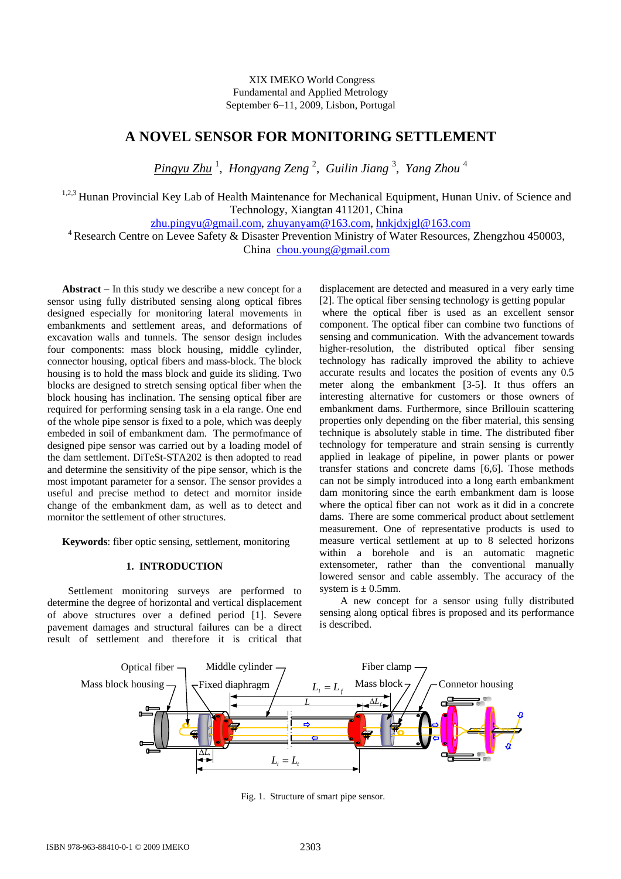XIX IMEKO World Congress
Fundamental and Applied Metrology
September 6–11, 2009, Lisbon, Portugal

# A NOVEL SENSOR FOR MONITORING SETTLEMENT

*Pingyu Zhu* [1], *Hongyang Zeng* [2], *Guilin Jiang* [3], *Yang Zhou* [4]

[1,2,3] Hunan Provincial Key Lab of Health Maintenance for Mechanical Equipment, Hunan Univ. of Science and Technology, Xiangtan 411201, China
zhu.pingyu@gmail.com, zhuyanyam@163.com, hnkjdxjgl@163.com
[4] Research Centre on Levee Safety & Disaster Prevention Ministry of Water Resources, Zhengzhou 450003, China chou.young@gmail.com

**Abstract** – In this study we describe a new concept for a sensor using fully distributed sensing along optical fibres designed especially for monitoring lateral movements in embankments and settlement areas, and deformations of excavation walls and tunnels. The sensor design includes four components: mass block housing, middle cylinder, connector housing, optical fibers and mass-block. The block housing is to hold the mass block and guide its sliding. Two blocks are designed to stretch sensing optical fiber when the block housing has inclination. The sensing optical fiber are required for performing sensing task in a ela range. One end of the whole pipe sensor is fixed to a pole, which was deeply embeded in soil of embankment dam. The permofmance of designed pipe sensor was carried out by a loading model of the dam settlement. DiTeSt-STA202 is then adopted to read and determine the sensitivity of the pipe sensor, which is the most impotant parameter for a sensor. The sensor provides a useful and precise method to detect and mornitor inside change of the embankment dam, as well as to detect and mornitor the settlement of other structures.

**Keywords**: fiber optic sensing, settlement, monitoring

## 1. INTRODUCTION

Settlement monitoring surveys are performed to determine the degree of horizontal and vertical displacement of above structures over a defined period [1]. Severe pavement damages and structural failures can be a direct result of settlement and therefore it is critical that displacement are detected and measured in a very early time [2]. The optical fiber sensing technology is getting popular where the optical fiber is used as an excellent sensor component. The optical fiber can combine two functions of sensing and communication. With the advancement towards higher-resolution, the distributed optical fiber sensing technology has radically improved the ability to achieve accurate results and locates the position of events any 0.5 meter along the embankment [3-5]. It thus offers an interesting alternative for customers or those owners of embankment dams. Furthermore, since Brillouin scattering properties only depending on the fiber material, this sensing technique is absolutely stable in time. The distributed fiber technology for temperature and strain sensing is currently applied in leakage of pipeline, in power plants or power transfer stations and concrete dams [6,6]. Those methods can not be simply introduced into a long earth embankment dam monitoring since the earth embankment dam is loose where the optical fiber can not work as it did in a concrete dams. There are some commerical product about settlement measurement. One of representative products is used to measure vertical settlement at up to 8 selected horizons within a borehole and is an automatic magnetic extensometer, rather than the conventional manually lowered sensor and cable assembly. The accuracy of the system is ± 0.5mm.

A new concept for a sensor using fully distributed sensing along optical fibres is proposed and its performance is described.

Fig. 1. Structure of smart pipe sensor.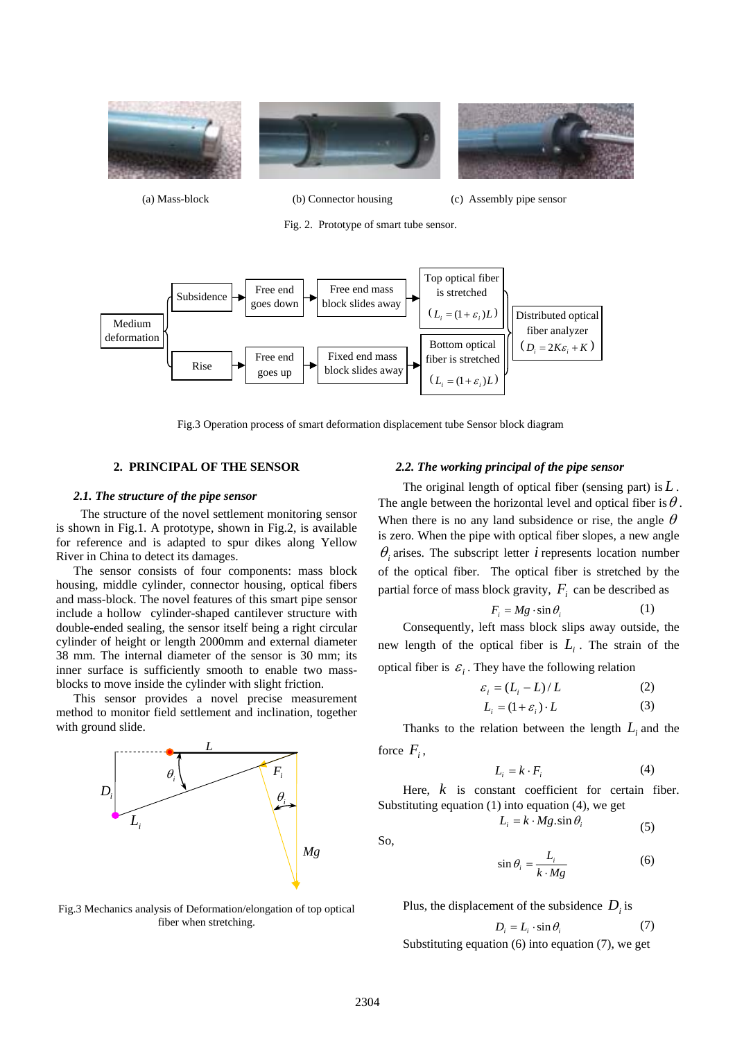(a) Mass-block (b) Connector housing (c) Assembly pipe sensor

Fig. 2. Prototype of smart tube sensor.

Fig.3 Operation process of smart deformation displacement tube Sensor block diagram

## 2. PRINCIPAL OF THE SENSOR

### 2.1. The structure of the pipe sensor

The structure of the novel settlement monitoring sensor is shown in Fig.1. A prototype, shown in Fig.2, is available for reference and is adapted to spur dikes along Yellow River in China to detect its damages.

The sensor consists of four components: mass block housing, middle cylinder, connector housing, optical fibers and mass-block. The novel features of this smart pipe sensor include a hollow cylinder-shaped cantilever structure with double-ended sealing, the sensor itself being a right circular cylinder of height or length 2000mm and external diameter 38 mm. The internal diameter of the sensor is 30 mm; its inner surface is sufficiently smooth to enable two mass-blocks to move inside the cylinder with slight friction.

This sensor provides a novel precise measurement method to monitor field settlement and inclination, together with ground slide.

Fig.3 Mechanics analysis of Deformation/elongation of top optical fiber when stretching.

### 2.2. The working principal of the pipe sensor

The original length of optical fiber (sensing part) is $L$. The angle between the horizontal level and optical fiber is $\theta$. When there is no any land subsidence or rise, the angle $\theta$ is zero. When the pipe with optical fiber slopes, a new angle $\theta_i$ arises. The subscript letter $i$ represents location number of the optical fiber. The optical fiber is stretched by the partial force of mass block gravity, $F_i$ can be described as

$$F_i = Mg \cdot \sin\theta_i \tag{1}$$

Consequently, left mass block slips away outside, the new length of the optical fiber is $L_i$. The strain of the optical fiber is $\varepsilon_i$. They have the following relation

$$\varepsilon_i = (L_i - L)/L \tag{2}$$

$$L_i = (1+\varepsilon_i)\cdot L \tag{3}$$

Thanks to the relation between the length $L_i$ and the force $F_i$,

$$L_i = k \cdot F_i \tag{4}$$

Here, $k$ is constant coefficient for certain fiber. Substituting equation (1) into equation (4), we get

$$L_i = k \cdot Mg.\sin\theta_i \tag{5}$$

So,

$$\sin\theta_i = \frac{L_i}{k \cdot Mg} \tag{6}$$

Plus, the displacement of the subsidence $D_i$ is

$$D_i = L_i \cdot \sin\theta_i \tag{7}$$

Substituting equation (6) into equation (7), we get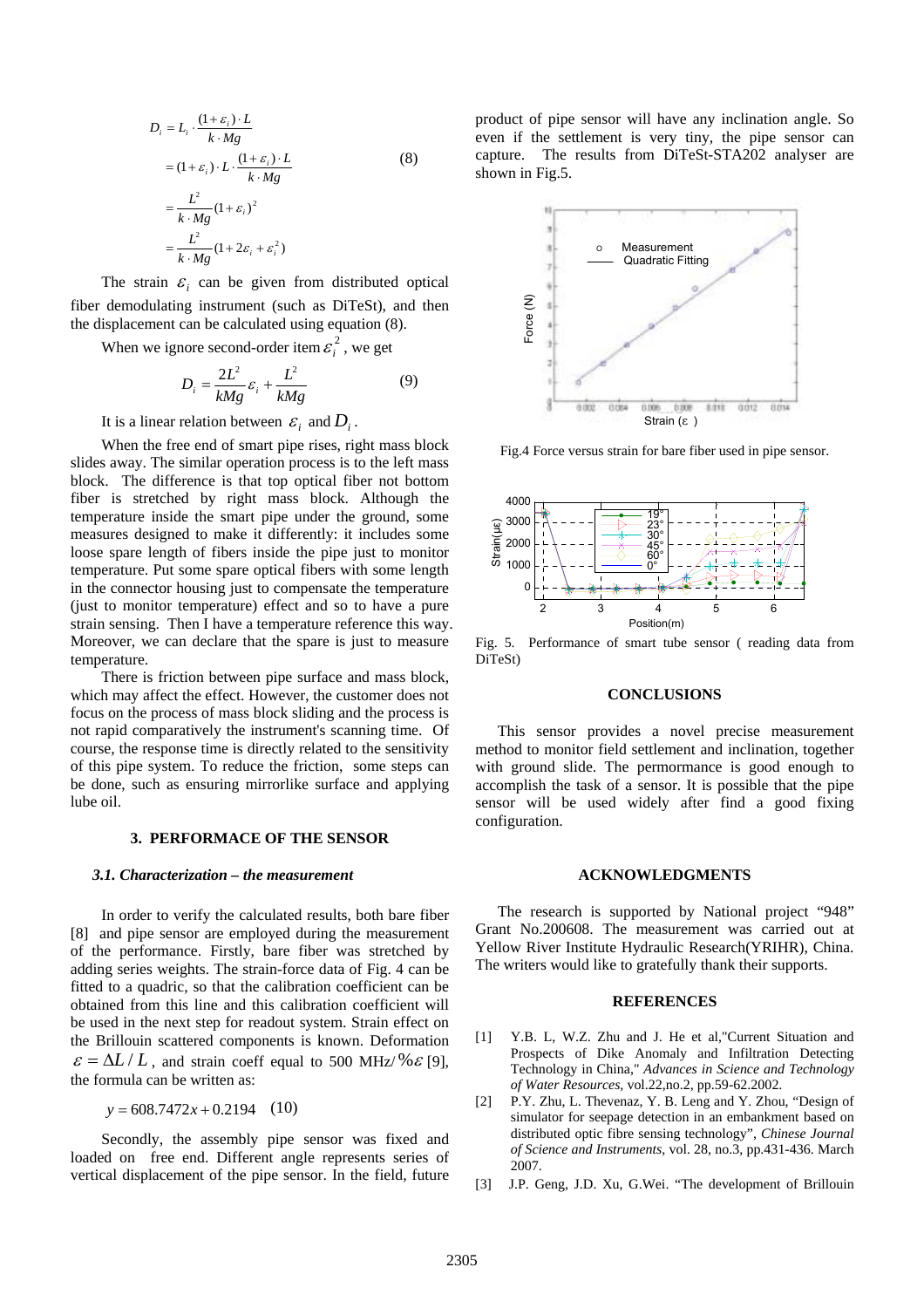$$
\begin{aligned}
D_i &= L_i \cdot \frac{(1+\varepsilon_i)\cdot L}{k \cdot Mg} \\
&= (1+\varepsilon_i)\cdot L \cdot \frac{(1+\varepsilon_i)\cdot L}{k \cdot Mg} \\
&= \frac{L^2}{k \cdot Mg}(1+\varepsilon_i)^2 \\
&= \frac{L^2}{k \cdot Mg}(1+2\varepsilon_i+\varepsilon_i^2)
\end{aligned}
\qquad (8)
$$

The strain $\varepsilon_i$ can be given from distributed optical fiber demodulating instrument (such as DiTeSt), and then the displacement can be calculated using equation (8).

When we ignore second-order item $\varepsilon_i^2$, we get

$$D_i = \frac{2L^2}{kMg}\varepsilon_i + \frac{L^2}{kMg} \qquad (9)$$

It is a linear relation between $\varepsilon_i$ and $D_i$.

When the free end of smart pipe rises, right mass block slides away. The similar operation process is to the left mass block. The difference is that top optical fiber not bottom fiber is stretched by right mass block. Although the temperature inside the smart pipe under the ground, some measures designed to make it differently: it includes some loose spare length of fibers inside the pipe just to monitor temperature. Put some spare optical fibers with some length in the connector housing just to compensate the temperature (just to monitor temperature) effect and so to have a pure strain sensing. Then I have a temperature reference this way. Moreover, we can declare that the spare is just to measure temperature.

There is friction between pipe surface and mass block, which may affect the effect. However, the customer does not focus on the process of mass block sliding and the process is not rapid comparatively the instrument's scanning time. Of course, the response time is directly related to the sensitivity of this pipe system. To reduce the friction, some steps can be done, such as ensuring mirrorlike surface and applying lube oil.

## 3. PERFORMACE OF THE SENSOR

### *3.1. Characterization – the measurement*

In order to verify the calculated results, both bare fiber [8] and pipe sensor are employed during the measurement of the performance. Firstly, bare fiber was stretched by adding series weights. The strain-force data of Fig. 4 can be fitted to a quadric, so that the calibration coefficient can be obtained from this line and this calibration coefficient will be used in the next step for readout system. Strain effect on the Brillouin scattered components is known. Deformation $\varepsilon = \Delta L / L$, and strain coeff equal to 500 MHz/$\%\varepsilon$ [9], the formula can be written as:

$$y = 608.7472x + 0.2194 \qquad (10)$$

Secondly, the assembly pipe sensor was fixed and loaded on free end. Different angle represents series of vertical displacement of the pipe sensor. In the field, future product of pipe sensor will have any inclination angle. So even if the settlement is very tiny, the pipe sensor can capture. The results from DiTeSt-STA202 analyser are shown in Fig.5.

Fig.4 Force versus strain for bare fiber used in pipe sensor.

Fig. 5. Performance of smart tube sensor ( reading data from DiTeSt)

## CONCLUSIONS

This sensor provides a novel precise measurement method to monitor field settlement and inclination, together with ground slide. The permormance is good enough to accomplish the task of a sensor. It is possible that the pipe sensor will be used widely after find a good fixing configuration.

## ACKNOWLEDGMENTS

The research is supported by National project "948" Grant No.200608. The measurement was carried out at Yellow River Institute Hydraulic Research(YRIHR), China. The writers would like to gratefully thank their supports.

## REFERENCES

[1] Y.B. L, W.Z. Zhu and J. He et al,"Current Situation and Prospects of Dike Anomaly and Infiltration Detecting Technology in China," *Advances in Science and Technology of Water Resources*, vol.22,no.2, pp.59-62.2002.

[2] P.Y. Zhu, L. Thevenaz, Y. B. Leng and Y. Zhou, "Design of simulator for seepage detection in an embankment based on distributed optic fibre sensing technology", *Chinese Journal of Science and Instruments*, vol. 28, no.3, pp.431-436. March 2007.

[3] J.P. Geng, J.D. Xu, G.Wei. "The development of Brillouin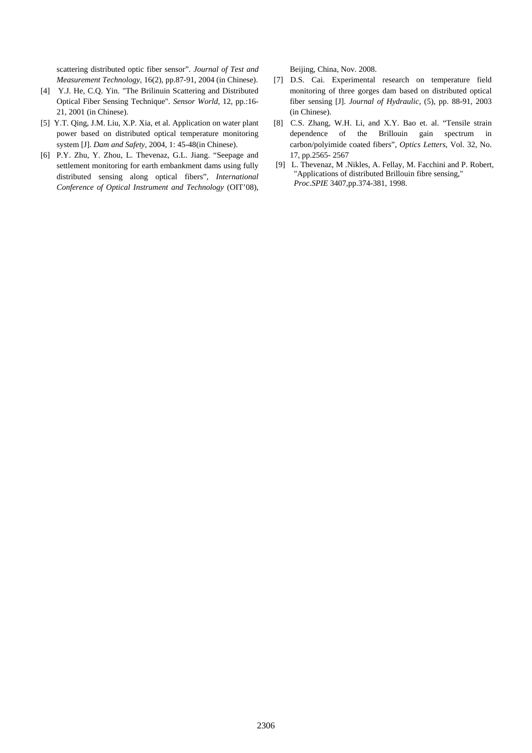scattering distributed optic fiber sensor". *Journal of Test and Measurement Technology*, 16(2), pp.87-91, 2004 (in Chinese).

[4] Y.J. He, C.Q. Yin. "The Brilinuin Scattering and Distributed Optical Fiber Sensing Technique". *Sensor World*, 12, pp.:16-21, 2001 (in Chinese).

[5] Y.T. Qing, J.M. Liu, X.P. Xia, et al. Application on water plant power based on distributed optical temperature monitoring system [J]. *Dam and Safety*, 2004, 1: 45-48(in Chinese).

[6] P.Y. Zhu, Y. Zhou, L. Thevenaz, G.L. Jiang. "Seepage and settlement monitoring for earth embankment dams using fully distributed sensing along optical fibers", *International Conference of Optical Instrument and Technology* (OIT'08), Beijing, China, Nov. 2008.

[7] D.S. Cai. Experimental research on temperature field monitoring of three gorges dam based on distributed optical fiber sensing [J]. *Journal of Hydraulic*, (5), pp. 88-91, 2003 (in Chinese).

[8] C.S. Zhang, W.H. Li, and X.Y. Bao et. al. "Tensile strain dependence of the Brillouin gain spectrum in carbon/polyimide coated fibers", *Optics Letters*, Vol. 32, No. 17, pp.2565- 2567

[9] L. Thevenaz, M .Nikles, A. Fellay, M. Facchini and P. Robert, "Applications of distributed Brillouin fibre sensing," *Proc.SPIE* 3407,pp.374-381, 1998.